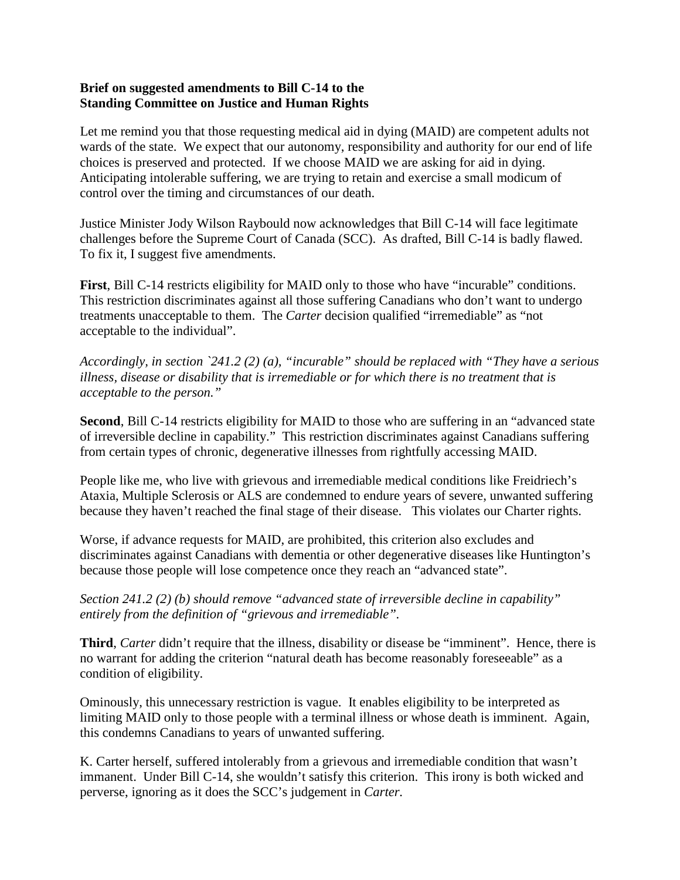**Brief on suggested amendments to Bill C-14 to the Standing Committee on Justice and Human Rights**

Let me remind you that those requesting medical aid in dying (MAID) are competent adults not wards of the state. We expect that our autonomy, responsibility and authority for our end of life choices is preserved and protected. If we choose MAID we are asking for aid in dying. Anticipating intolerable suffering, we are trying to retain and exercise a small modicum of control over the timing and circumstances of our death.

Justice Minister Jody Wilson Raybould now acknowledges that Bill C-14 will face legitimate challenges before the Supreme Court of Canada (SCC). As drafted, Bill C-14 is badly flawed. To fix it, I suggest five amendments.

**First**, Bill C-14 restricts eligibility for MAID only to those who have "incurable" conditions. This restriction discriminates against all those suffering Canadians who don't want to undergo treatments unacceptable to them. The *Carter* decision qualified "irremediable" as "not acceptable to the individual".

*Accordingly, in section `241.2 (2) (a), "incurable" should be replaced with "They have a serious illness, disease or disability that is irremediable or for which there is no treatment that is acceptable to the person."*

**Second**, Bill C-14 restricts eligibility for MAID to those who are suffering in an "advanced state of irreversible decline in capability." This restriction discriminates against Canadians suffering from certain types of chronic, degenerative illnesses from rightfully accessing MAID.

People like me, who live with grievous and irremediable medical conditions like Freidriech's Ataxia, Multiple Sclerosis or ALS are condemned to endure years of severe, unwanted suffering because they haven't reached the final stage of their disease. This violates our Charter rights.

Worse, if advance requests for MAID, are prohibited, this criterion also excludes and discriminates against Canadians with dementia or other degenerative diseases like Huntington's because those people will lose competence once they reach an "advanced state".

*Section 241.2 (2) (b) should remove "advanced state of irreversible decline in capability" entirely from the definition of "grievous and irremediable".*

**Third**, *Carter* didn't require that the illness, disability or disease be "imminent". Hence, there is no warrant for adding the criterion "natural death has become reasonably foreseeable" as a condition of eligibility.

Ominously, this unnecessary restriction is vague. It enables eligibility to be interpreted as limiting MAID only to those people with a terminal illness or whose death is imminent. Again, this condemns Canadians to years of unwanted suffering.

K. Carter herself, suffered intolerably from a grievous and irremediable condition that wasn't immanent. Under Bill C-14, she wouldn't satisfy this criterion. This irony is both wicked and perverse, ignoring as it does the SCC's judgement in *Carter*.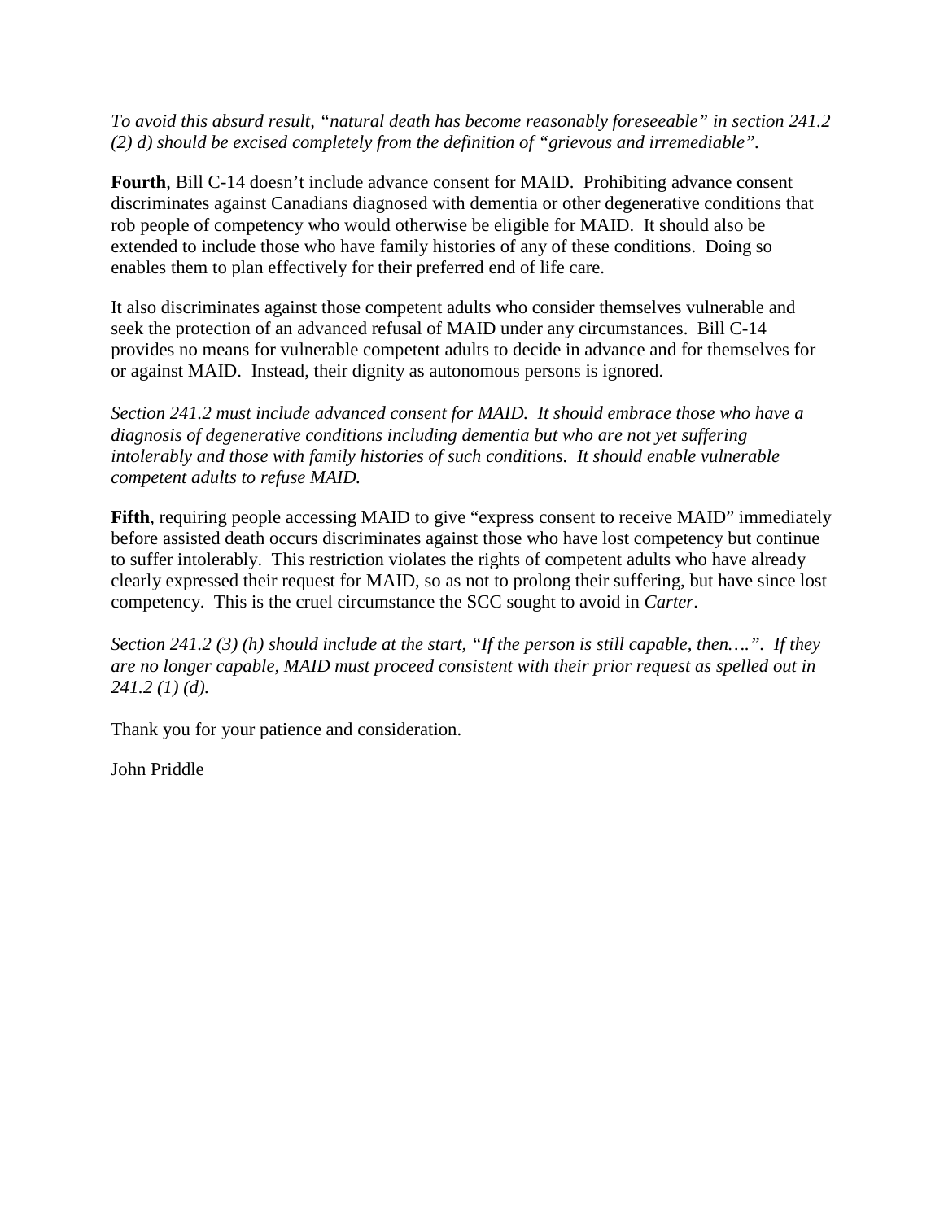*To avoid this absurd result, "natural death has become reasonably foreseeable" in section 241.2 (2) d) should be excised completely from the definition of "grievous and irremediable".*

**Fourth**, Bill C-14 doesn't include advance consent for MAID. Prohibiting advance consent discriminates against Canadians diagnosed with dementia or other degenerative conditions that rob people of competency who would otherwise be eligible for MAID. It should also be extended to include those who have family histories of any of these conditions. Doing so enables them to plan effectively for their preferred end of life care.

It also discriminates against those competent adults who consider themselves vulnerable and seek the protection of an advanced refusal of MAID under any circumstances. Bill C-14 provides no means for vulnerable competent adults to decide in advance and for themselves for or against MAID. Instead, their dignity as autonomous persons is ignored.

*Section 241.2 must include advanced consent for MAID. It should embrace those who have a diagnosis of degenerative conditions including dementia but who are not yet suffering intolerably and those with family histories of such conditions. It should enable vulnerable competent adults to refuse MAID.*

**Fifth**, requiring people accessing MAID to give "express consent to receive MAID" immediately before assisted death occurs discriminates against those who have lost competency but continue to suffer intolerably. This restriction violates the rights of competent adults who have already clearly expressed their request for MAID, so as not to prolong their suffering, but have since lost competency. This is the cruel circumstance the SCC sought to avoid in *Carter*.

*Section 241.2 (3) (h) should include at the start, "If the person is still capable, then….". If they are no longer capable, MAID must proceed consistent with their prior request as spelled out in 241.2 (1) (d).*

Thank you for your patience and consideration.

John Priddle